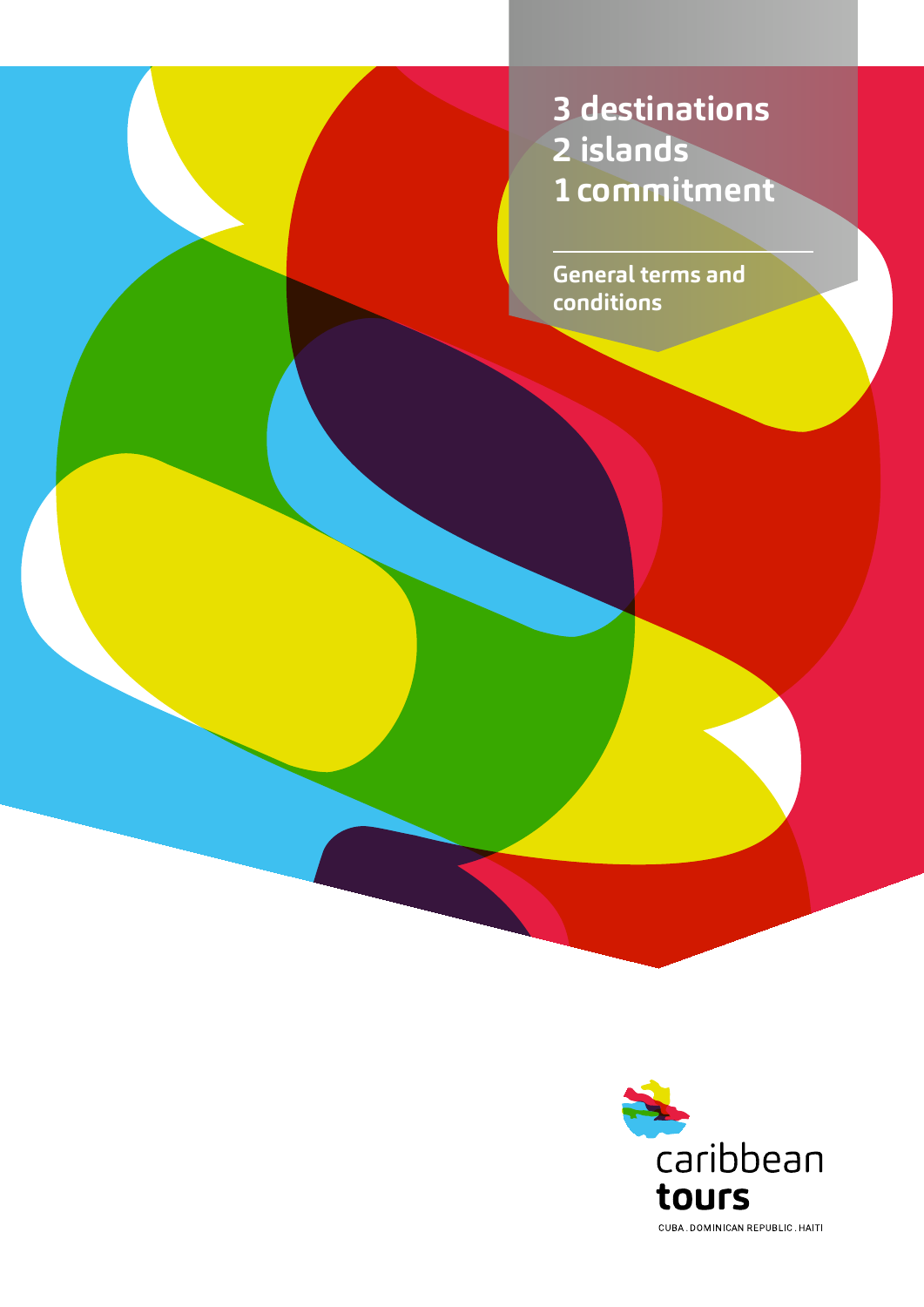# 3 destinations
# 2 islands
# 1 commitment

## General terms and conditions

caribbean **tours**

CUBA . DOMINICAN REPUBLIC . HAITI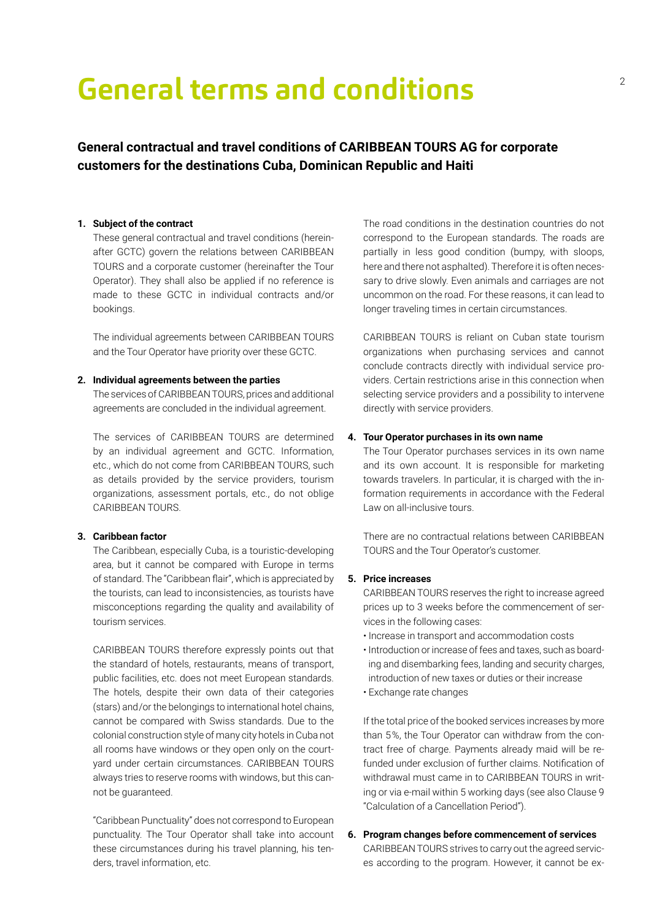# General terms and conditions

## General contractual and travel conditions of CARIBBEAN TOURS AG for corporate customers for the destinations Cuba, Dominican Republic and Haiti

**1. Subject of the contract**

These general contractual and travel conditions (hereinafter GCTC) govern the relations between CARIBBEAN TOURS and a corporate customer (hereinafter the Tour Operator). They shall also be applied if no reference is made to these GCTC in individual contracts and/or bookings.

The individual agreements between CARIBBEAN TOURS and the Tour Operator have priority over these GCTC.

**2. Individual agreements between the parties**

The services of CARIBBEAN TOURS, prices and additional agreements are concluded in the individual agreement.

The services of CARIBBEAN TOURS are determined by an individual agreement and GCTC. Information, etc., which do not come from CARIBBEAN TOURS, such as details provided by the service providers, tourism organizations, assessment portals, etc., do not oblige CARIBBEAN TOURS.

**3. Caribbean factor**

The Caribbean, especially Cuba, is a touristic-developing area, but it cannot be compared with Europe in terms of standard. The "Caribbean flair", which is appreciated by the tourists, can lead to inconsistencies, as tourists have misconceptions regarding the quality and availability of tourism services.

CARIBBEAN TOURS therefore expressly points out that the standard of hotels, restaurants, means of transport, public facilities, etc. does not meet European standards. The hotels, despite their own data of their categories (stars) and/or the belongings to international hotel chains, cannot be compared with Swiss standards. Due to the colonial construction style of many city hotels in Cuba not all rooms have windows or they open only on the courtyard under certain circumstances. CARIBBEAN TOURS always tries to reserve rooms with windows, but this cannot be guaranteed.

"Caribbean Punctuality" does not correspond to European punctuality. The Tour Operator shall take into account these circumstances during his travel planning, his tenders, travel information, etc.

The road conditions in the destination countries do not correspond to the European standards. The roads are partially in less good condition (bumpy, with sloops, here and there not asphalted). Therefore it is often necessary to drive slowly. Even animals and carriages are not uncommon on the road. For these reasons, it can lead to longer traveling times in certain circumstances.

CARIBBEAN TOURS is reliant on Cuban state tourism organizations when purchasing services and cannot conclude contracts directly with individual service providers. Certain restrictions arise in this connection when selecting service providers and a possibility to intervene directly with service providers.

**4. Tour Operator purchases in its own name**

The Tour Operator purchases services in its own name and its own account. It is responsible for marketing towards travelers. In particular, it is charged with the information requirements in accordance with the Federal Law on all-inclusive tours.

There are no contractual relations between CARIBBEAN TOURS and the Tour Operator's customer.

**5. Price increases**

CARIBBEAN TOURS reserves the right to increase agreed prices up to 3 weeks before the commencement of services in the following cases:

- Increase in transport and accommodation costs
- Introduction or increase of fees and taxes, such as boarding and disembarking fees, landing and security charges, introduction of new taxes or duties or their increase
- Exchange rate changes

If the total price of the booked services increases by more than 5%, the Tour Operator can withdraw from the contract free of charge. Payments already maid will be refunded under exclusion of further claims. Notification of withdrawal must came in to CARIBBEAN TOURS in writing or via e-mail within 5 working days (see also Clause 9 "Calculation of a Cancellation Period").

**6. Program changes before commencement of services**

CARIBBEAN TOURS strives to carry out the agreed services according to the program. However, it cannot be ex-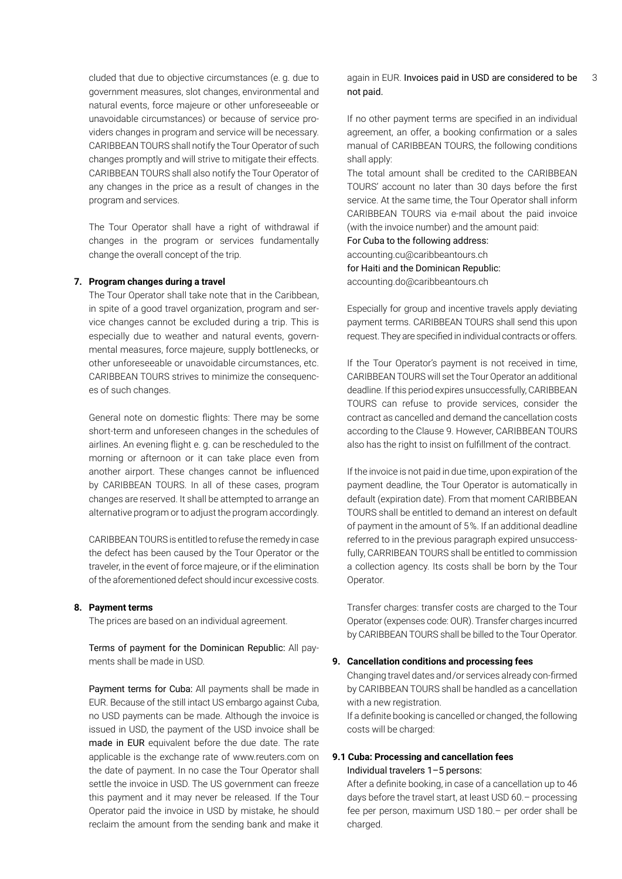cluded that due to objective circumstances (e. g. due to government measures, slot changes, environmental and natural events, force majeure or other unforeseeable or unavoidable circumstances) or because of service providers changes in program and service will be necessary. CARIBBEAN TOURS shall notify the Tour Operator of such changes promptly and will strive to mitigate their effects. CARIBBEAN TOURS shall also notify the Tour Operator of any changes in the price as a result of changes in the program and services.

The Tour Operator shall have a right of withdrawal if changes in the program or services fundamentally change the overall concept of the trip.

**7. Program changes during a travel**

The Tour Operator shall take note that in the Caribbean, in spite of a good travel organization, program and service changes cannot be excluded during a trip. This is especially due to weather and natural events, governmental measures, force majeure, supply bottlenecks, or other unforeseeable or unavoidable circumstances, etc. CARIBBEAN TOURS strives to minimize the consequences of such changes.

General note on domestic flights: There may be some short-term and unforeseen changes in the schedules of airlines. An evening flight e. g. can be rescheduled to the morning or afternoon or it can take place even from another airport. These changes cannot be influenced by CARIBBEAN TOURS. In all of these cases, program changes are reserved. It shall be attempted to arrange an alternative program or to adjust the program accordingly.

CARIBBEAN TOURS is entitled to refuse the remedy in case the defect has been caused by the Tour Operator or the traveler, in the event of force majeure, or if the elimination of the aforementioned defect should incur excessive costs.

**8. Payment terms**

The prices are based on an individual agreement.

Terms of payment for the Dominican Republic: All payments shall be made in USD.

Payment terms for Cuba: All payments shall be made in EUR. Because of the still intact US embargo against Cuba, no USD payments can be made. Although the invoice is issued in USD, the payment of the USD invoice shall be made in EUR equivalent before the due date. The rate applicable is the exchange rate of www.reuters.com on the date of payment. In no case the Tour Operator shall settle the invoice in USD. The US government can freeze this payment and it may never be released. If the Tour Operator paid the invoice in USD by mistake, he should reclaim the amount from the sending bank and make it again in EUR. Invoices paid in USD are considered to be not paid.

If no other payment terms are specified in an individual agreement, an offer, a booking confirmation or a sales manual of CARIBBEAN TOURS, the following conditions shall apply:

The total amount shall be credited to the CARIBBEAN TOURS' account no later than 30 days before the first service. At the same time, the Tour Operator shall inform CARIBBEAN TOURS via e-mail about the paid invoice (with the invoice number) and the amount paid:

For Cuba to the following address:
accounting.cu@caribbeantours.ch
for Haiti and the Dominican Republic:
accounting.do@caribbeantours.ch

Especially for group and incentive travels apply deviating payment terms. CARIBBEAN TOURS shall send this upon request. They are specified in individual contracts or offers.

If the Tour Operator's payment is not received in time, CARIBBEAN TOURS will set the Tour Operator an additional deadline. If this period expires unsuccessfully, CARIBBEAN TOURS can refuse to provide services, consider the contract as cancelled and demand the cancellation costs according to the Clause 9. However, CARIBBEAN TOURS also has the right to insist on fulfillment of the contract.

If the invoice is not paid in due time, upon expiration of the payment deadline, the Tour Operator is automatically in default (expiration date). From that moment CARIBBEAN TOURS shall be entitled to demand an interest on default of payment in the amount of 5%. If an additional deadline referred to in the previous paragraph expired unsuccessfully, CARRIBEAN TOURS shall be entitled to commission a collection agency. Its costs shall be born by the Tour Operator.

Transfer charges: transfer costs are charged to the Tour Operator (expenses code: OUR). Transfer charges incurred by CARIBBEAN TOURS shall be billed to the Tour Operator.

**9. Cancellation conditions and processing fees**

Changing travel dates and/or services already con-firmed by CARIBBEAN TOURS shall be handled as a cancellation with a new registration.

If a definite booking is cancelled or changed, the following costs will be charged:

**9.1 Cuba: Processing and cancellation fees**

Individual travelers 1–5 persons:

After a definite booking, in case of a cancellation up to 46 days before the travel start, at least USD 60.– processing fee per person, maximum USD 180.– per order shall be charged.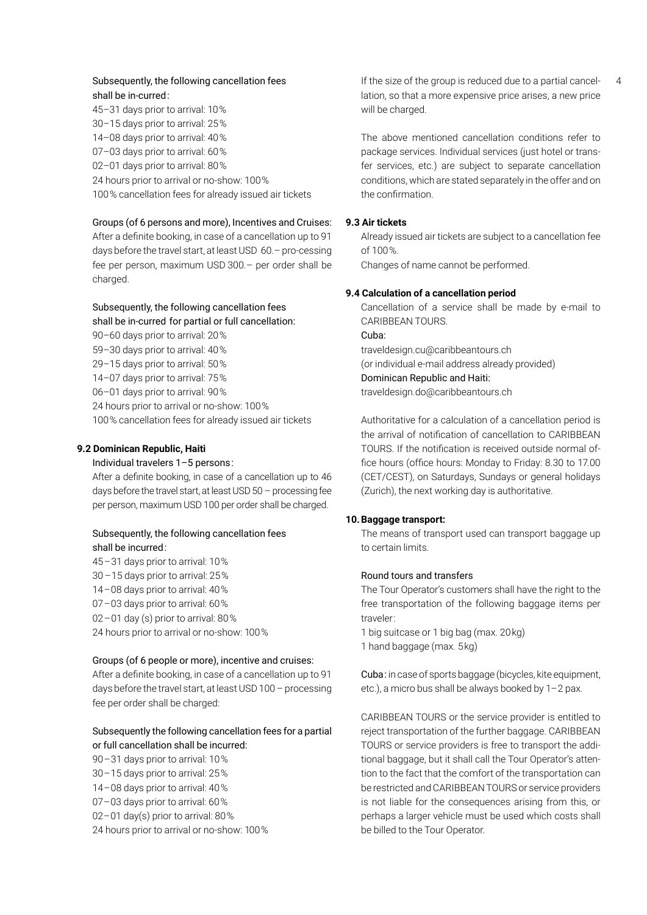Subsequently, the following cancellation fees shall be in-curred:

45–31 days prior to arrival: 10%
30–15 days prior to arrival: 25%
14–08 days prior to arrival: 40%
07–03 days prior to arrival: 60%
02–01 days prior to arrival: 80%
24 hours prior to arrival or no-show: 100%
100% cancellation fees for already issued air tickets

Groups (of 6 persons and more), Incentives and Cruises:
After a definite booking, in case of a cancellation up to 91 days before the travel start, at least USD 60.– pro-cessing fee per person, maximum USD 300.– per order shall be charged.

Subsequently, the following cancellation fees shall be in-curred for partial or full cancellation:

90–60 days prior to arrival: 20%
59–30 days prior to arrival: 40%
29–15 days prior to arrival: 50%
14–07 days prior to arrival: 75%
06–01 days prior to arrival: 90%
24 hours prior to arrival or no-show: 100%
100% cancellation fees for already issued air tickets

**9.2 Dominican Republic, Haiti**

Individual travelers 1–5 persons:
After a definite booking, in case of a cancellation up to 46 days before the travel start, at least USD 50 – processing fee per person, maximum USD 100 per order shall be charged.

Subsequently, the following cancellation fees shall be incurred:

45–31 days prior to arrival: 10%
30–15 days prior to arrival: 25%
14–08 days prior to arrival: 40%
07–03 days prior to arrival: 60%
02–01 day (s) prior to arrival: 80%
24 hours prior to arrival or no-show: 100%

Groups (of 6 people or more), incentive and cruises:
After a definite booking, in case of a cancellation up to 91 days before the travel start, at least USD 100 – processing fee per order shall be charged:

Subsequently the following cancellation fees for a partial or full cancellation shall be incurred:

90–31 days prior to arrival: 10%
30–15 days prior to arrival: 25%
14–08 days prior to arrival: 40%
07–03 days prior to arrival: 60%
02–01 day(s) prior to arrival: 80%
24 hours prior to arrival or no-show: 100%

If the size of the group is reduced due to a partial cancel-lation, so that a more expensive price arises, a new price will be charged.

The above mentioned cancellation conditions refer to package services. Individual services (just hotel or trans-fer services, etc.) are subject to separate cancellation conditions, which are stated separately in the offer and on the confirmation.

**9.3 Air tickets**

Already issued air tickets are subject to a cancellation fee of 100%.
Changes of name cannot be performed.

**9.4 Calculation of a cancellation period**

Cancellation of a service shall be made by e-mail to CARIBBEAN TOURS.

Cuba:
traveldesign.cu@caribbeantours.ch
(or individual e-mail address already provided)
Dominican Republic and Haiti:
traveldesign.do@caribbeantours.ch

Authoritative for a calculation of a cancellation period is the arrival of notification of cancellation to CARIBBEAN TOURS. If the notification is received outside normal of-fice hours (office hours: Monday to Friday: 8.30 to 17.00 (CET/CEST), on Saturdays, Sundays or general holidays (Zurich), the next working day is authoritative.

**10. Baggage transport:**

The means of transport used can transport baggage up to certain limits.

Round tours and transfers
The Tour Operator's customers shall have the right to the free transportation of the following baggage items per traveler:
1 big suitcase or 1 big bag (max. 20kg)
1 hand baggage (max. 5kg)

Cuba: in case of sports baggage (bicycles, kite equipment, etc.), a micro bus shall be always booked by 1–2 pax.

CARIBBEAN TOURS or the service provider is entitled to reject transportation of the further baggage. CARIBBEAN TOURS or service providers is free to transport the addi-tional baggage, but it shall call the Tour Operator's atten-tion to the fact that the comfort of the transportation can be restricted and CARIBBEAN TOURS or service providers is not liable for the consequences arising from this, or perhaps a larger vehicle must be used which costs shall be billed to the Tour Operator.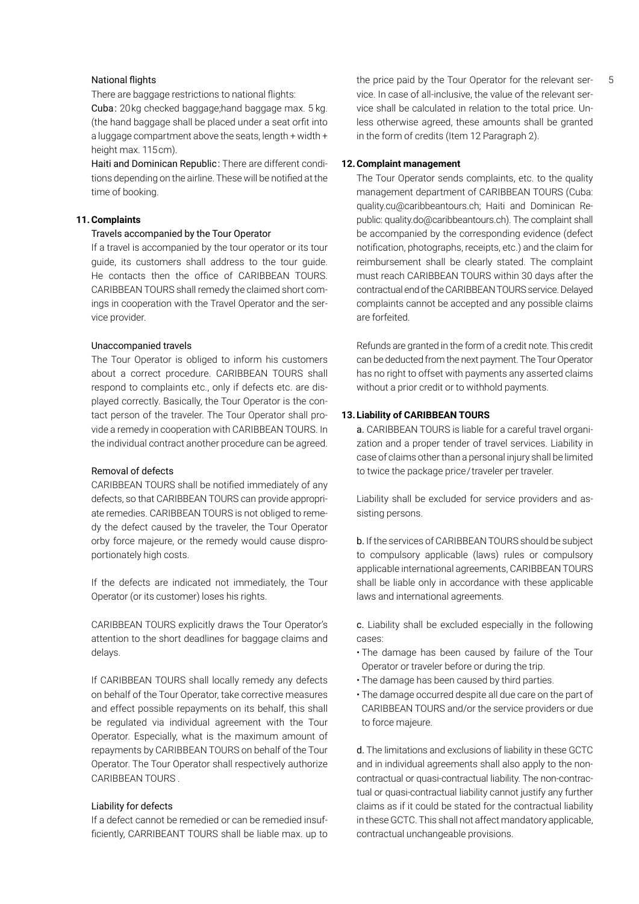National flights

There are baggage restrictions to national flights:

Cuba: 20 kg checked baggage;hand baggage max. 5 kg. (the hand baggage shall be placed under a seat orfit into a luggage compartment above the seats, length + width + height max. 115 cm).

Haiti and Dominican Republic: There are different conditions depending on the airline. These will be notified at the time of booking.

## 11. Complaints

### Travels accompanied by the Tour Operator

If a travel is accompanied by the tour operator or its tour guide, its customers shall address to the tour guide. He contacts then the office of CARIBBEAN TOURS. CARIBBEAN TOURS shall remedy the claimed short comings in cooperation with the Travel Operator and the service provider.

### Unaccompanied travels

The Tour Operator is obliged to inform his customers about a correct procedure. CARIBBEAN TOURS shall respond to complaints etc., only if defects etc. are displayed correctly. Basically, the Tour Operator is the contact person of the traveler. The Tour Operator shall provide a remedy in cooperation with CARIBBEAN TOURS. In the individual contract another procedure can be agreed.

### Removal of defects

CARIBBEAN TOURS shall be notified immediately of any defects, so that CARIBBEAN TOURS can provide appropriate remedies. CARIBBEAN TOURS is not obliged to remedy the defect caused by the traveler, the Tour Operator orby force majeure, or the remedy would cause disproportionately high costs.

If the defects are indicated not immediately, the Tour Operator (or its customer) loses his rights.

CARIBBEAN TOURS explicitly draws the Tour Operator's attention to the short deadlines for baggage claims and delays.

If CARIBBEAN TOURS shall locally remedy any defects on behalf of the Tour Operator, take corrective measures and effect possible repayments on its behalf, this shall be regulated via individual agreement with the Tour Operator. Especially, what is the maximum amount of repayments by CARIBBEAN TOURS on behalf of the Tour Operator. The Tour Operator shall respectively authorize CARIBBEAN TOURS .

### Liability for defects

If a defect cannot be remedied or can be remedied insufficiently, CARRIBEANT TOURS shall be liable max. up to the price paid by the Tour Operator for the relevant service. In case of all-inclusive, the value of the relevant service shall be calculated in relation to the total price. Unless otherwise agreed, these amounts shall be granted in the form of credits (Item 12 Paragraph 2).

## 12. Complaint management

The Tour Operator sends complaints, etc. to the quality management department of CARIBBEAN TOURS (Cuba: quality.cu@caribbeantours.ch; Haiti and Dominican Republic: quality.do@caribbeantours.ch). The complaint shall be accompanied by the corresponding evidence (defect notification, photographs, receipts, etc.) and the claim for reimbursement shall be clearly stated. The complaint must reach CARIBBEAN TOURS within 30 days after the contractual end of the CARIBBEAN TOURS service. Delayed complaints cannot be accepted and any possible claims are forfeited.

Refunds are granted in the form of a credit note. This credit can be deducted from the next payment. The Tour Operator has no right to offset with payments any asserted claims without a prior credit or to withhold payments.

## 13. Liability of CARIBBEAN TOURS

a. CARIBBEAN TOURS is liable for a careful travel organization and a proper tender of travel services. Liability in case of claims other than a personal injury shall be limited to twice the package price / traveler per traveler.

Liability shall be excluded for service providers and assisting persons.

b. If the services of CARIBBEAN TOURS should be subject to compulsory applicable (laws) rules or compulsory applicable international agreements, CARIBBEAN TOURS shall be liable only in accordance with these applicable laws and international agreements.

c. Liability shall be excluded especially in the following cases:

- The damage has been caused by failure of the Tour Operator or traveler before or during the trip.
- The damage has been caused by third parties.
- The damage occurred despite all due care on the part of CARIBBEAN TOURS and/or the service providers or due to force majeure.

d. The limitations and exclusions of liability in these GCTC and in individual agreements shall also apply to the non-contractual or quasi-contractual liability. The non-contractual or quasi-contractual liability cannot justify any further claims as if it could be stated for the contractual liability in these GCTC. This shall not affect mandatory applicable, contractual unchangeable provisions.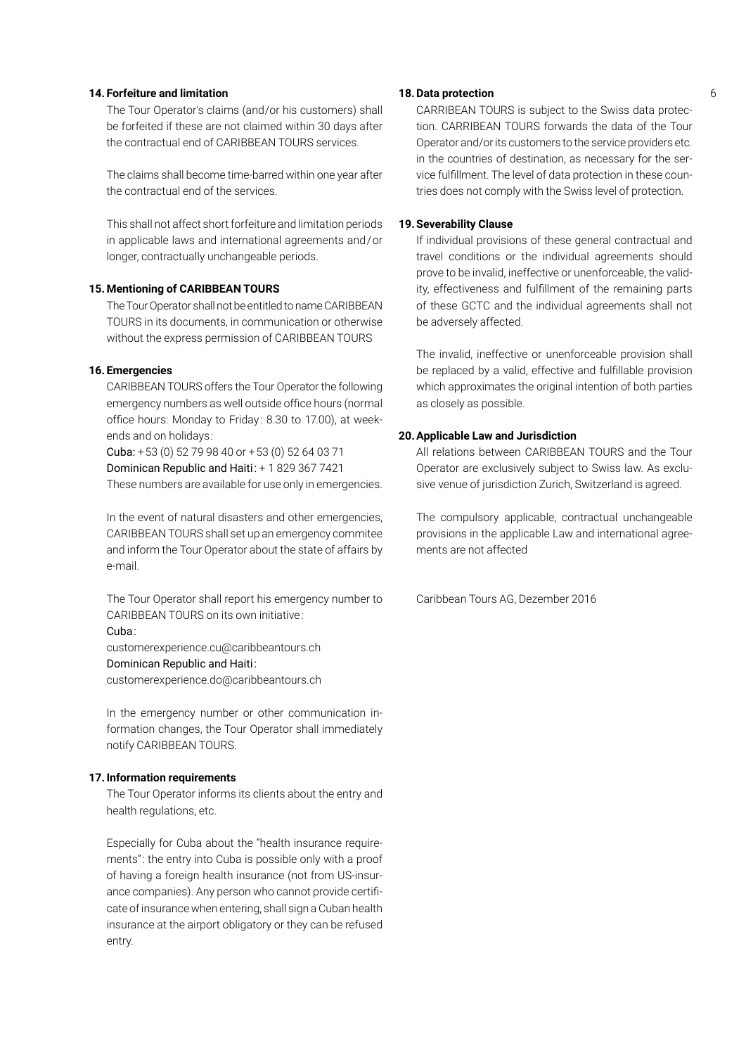## 14. Forfeiture and limitation

The Tour Operator's claims (and/or his customers) shall be forfeited if these are not claimed within 30 days after the contractual end of CARIBBEAN TOURS services.

The claims shall become time-barred within one year after the contractual end of the services.

This shall not affect short forfeiture and limitation periods in applicable laws and international agreements and/or longer, contractually unchangeable periods.

## 15. Mentioning of CARIBBEAN TOURS

The Tour Operator shall not be entitled to name CARIBBEAN TOURS in its documents, in communication or otherwise without the express permission of CARIBBEAN TOURS

## 16. Emergencies

CARIBBEAN TOURS offers the Tour Operator the following emergency numbers as well outside office hours (normal office hours: Monday to Friday: 8.30 to 17.00), at weekends and on holidays:

Cuba: + 53 (0) 52 79 98 40 or + 53 (0) 52 64 03 71
Dominican Republic and Haiti: + 1 829 367 7421
These numbers are available for use only in emergencies.

In the event of natural disasters and other emergencies, CARIBBEAN TOURS shall set up an emergency commitee and inform the Tour Operator about the state of affairs by e-mail.

The Tour Operator shall report his emergency number to CARIBBEAN TOURS on its own initiative:
Cuba:
customerexperience.cu@caribbeantours.ch
Dominican Republic and Haiti:
customerexperience.do@caribbeantours.ch

In the emergency number or other communication information changes, the Tour Operator shall immediately notify CARIBBEAN TOURS.

## 17. Information requirements

The Tour Operator informs its clients about the entry and health regulations, etc.

Especially for Cuba about the "health insurance requirements": the entry into Cuba is possible only with a proof of having a foreign health insurance (not from US-insurance companies). Any person who cannot provide certificate of insurance when entering, shall sign a Cuban health insurance at the airport obligatory or they can be refused entry.

## 18. Data protection

CARRIBEAN TOURS is subject to the Swiss data protection. CARRIBEAN TOURS forwards the data of the Tour Operator and/or its customers to the service providers etc. in the countries of destination, as necessary for the service fulfillment. The level of data protection in these countries does not comply with the Swiss level of protection.

## 19. Severability Clause

If individual provisions of these general contractual and travel conditions or the individual agreements should prove to be invalid, ineffective or unenforceable, the validity, effectiveness and fulfillment of the remaining parts of these GCTC and the individual agreements shall not be adversely affected.

The invalid, ineffective or unenforceable provision shall be replaced by a valid, effective and fulfillable provision which approximates the original intention of both parties as closely as possible.

## 20. Applicable Law and Jurisdiction

All relations between CARIBBEAN TOURS and the Tour Operator are exclusively subject to Swiss law. As exclusive venue of jurisdiction Zurich, Switzerland is agreed.

The compulsory applicable, contractual unchangeable provisions in the applicable Law and international agreements are not affected

Caribbean Tours AG, Dezember 2016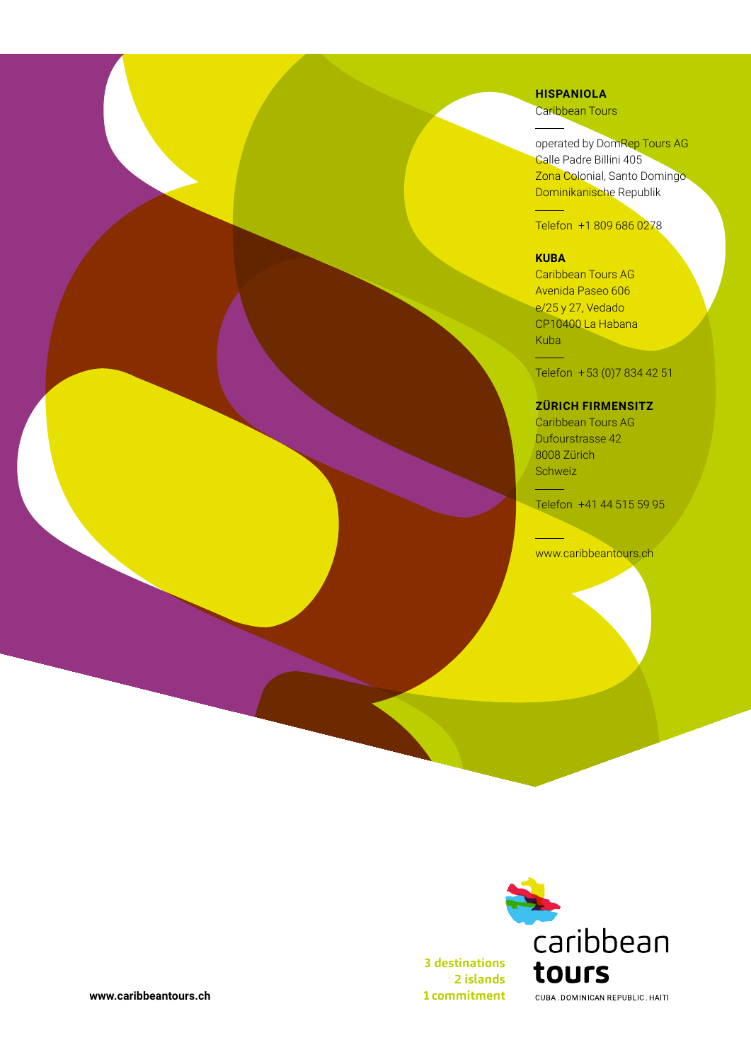**HISPANIOLA**

Caribbean Tours

operated by DomRep Tours AG
Calle Padre Billini 405
Zona Colonial, Santo Domingo
Dominikanische Republik

Telefon +1 809 686 0278

**KUBA**

Caribbean Tours AG
Avenida Paseo 606
e/25 y 27, Vedado
CP10400 La Habana
Kuba

Telefon +53 (0)7 834 42 51

**ZÜRICH FIRMENSITZ**

Caribbean Tours AG
Dufourstrasse 42
8008 Zürich
Schweiz

Telefon +41 44 515 59 95

www.caribbeantours.ch

**3 destinations**
**2 islands**
**1 commitment**

caribbean **tours**

CUBA . DOMINICAN REPUBLIC . HAITI

**www.caribbeantours.ch**